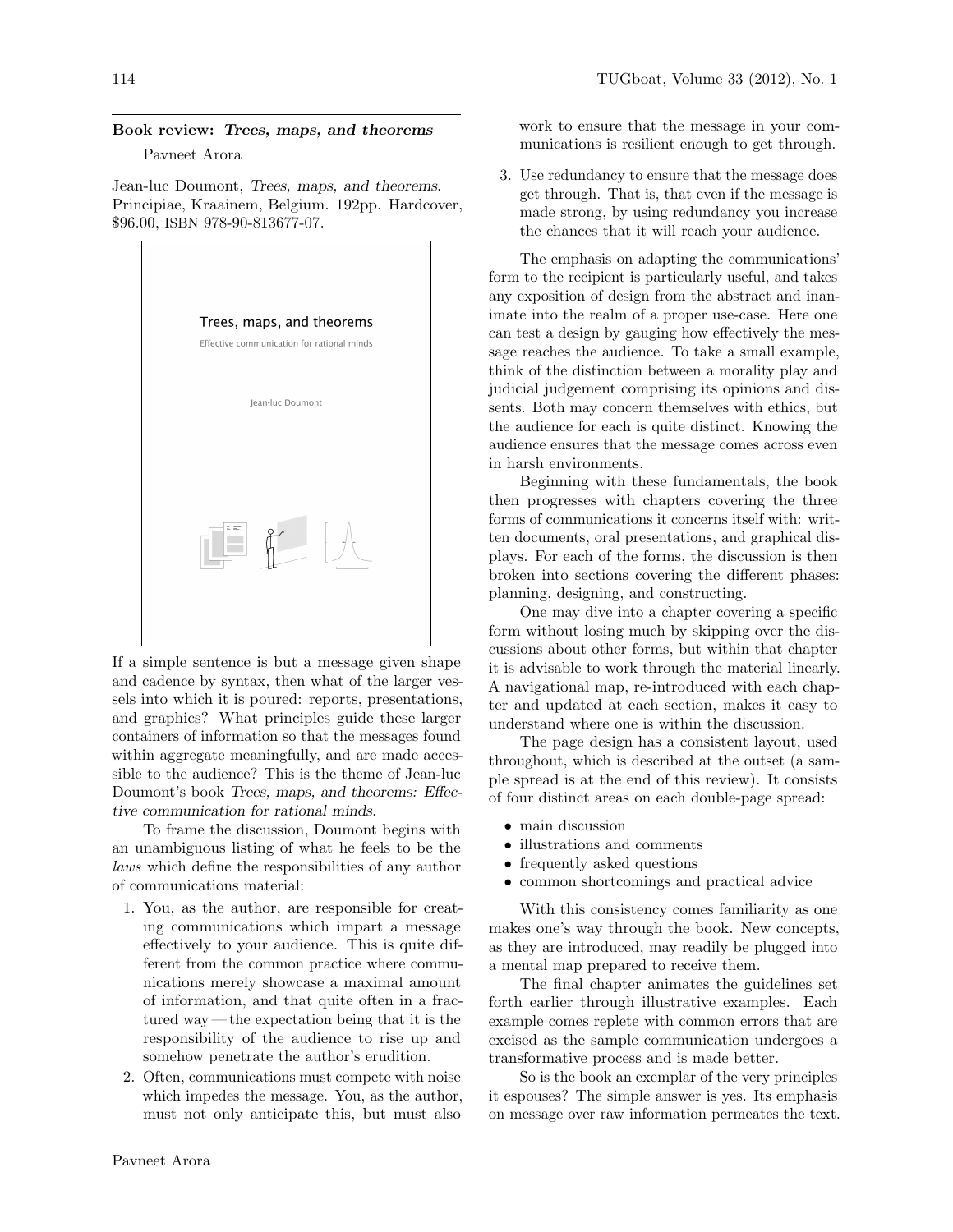## Book review: *Trees, maps, and theorems*

Pavneet Arora

Jean-luc Doumont, *Trees, maps, and theorems*. Principiae, Kraainem, Belgium. 192pp. Hardcover, $96.00, ISBN 978-90-813677-07.

If a simple sentence is but a message given shape and cadence by syntax, then what of the larger vessels into which it is poured: reports, presentations, and graphics? What principles guide these larger containers of information so that the messages found within aggregate meaningfully, and are made accessible to the audience? This is the theme of Jean-luc Doumont's book *Trees, maps, and theorems: Effective communication for rational minds*.

To frame the discussion, Doumont begins with an unambiguous listing of what he feels to be the *laws* which define the responsibilities of any author of communications material:

1. You, as the author, are responsible for creating communications which impart a message effectively to your audience. This is quite different from the common practice where communications merely showcase a maximal amount of information, and that quite often in a fractured way — the expectation being that it is the responsibility of the audience to rise up and somehow penetrate the author's erudition.
2. Often, communications must compete with noise which impedes the message. You, as the author, must not only anticipate this, but must also work to ensure that the message in your communications is resilient enough to get through.
3. Use redundancy to ensure that the message does get through. That is, that even if the message is made strong, by using redundancy you increase the chances that it will reach your audience.

The emphasis on adapting the communications' form to the recipient is particularly useful, and takes any exposition of design from the abstract and inanimate into the realm of a proper use-case. Here one can test a design by gauging how effectively the message reaches the audience. To take a small example, think of the distinction between a morality play and judicial judgement comprising its opinions and dissents. Both may concern themselves with ethics, but the audience for each is quite distinct. Knowing the audience ensures that the message comes across even in harsh environments.

Beginning with these fundamentals, the book then progresses with chapters covering the three forms of communications it concerns itself with: written documents, oral presentations, and graphical displays. For each of the forms, the discussion is then broken into sections covering the different phases: planning, designing, and constructing.

One may dive into a chapter covering a specific form without losing much by skipping over the discussions about other forms, but within that chapter it is advisable to work through the material linearly. A navigational map, re-introduced with each chapter and updated at each section, makes it easy to understand where one is within the discussion.

The page design has a consistent layout, used throughout, which is described at the outset (a sample spread is at the end of this review). It consists of four distinct areas on each double-page spread:

- main discussion
- illustrations and comments
- frequently asked questions
- common shortcomings and practical advice

With this consistency comes familiarity as one makes one's way through the book. New concepts, as they are introduced, may readily be plugged into a mental map prepared to receive them.

The final chapter animates the guidelines set forth earlier through illustrative examples. Each example comes replete with common errors that are excised as the sample communication undergoes a transformative process and is made better.

So is the book an exemplar of the very principles it espouses? The simple answer is yes. Its emphasis on message over raw information permeates the text.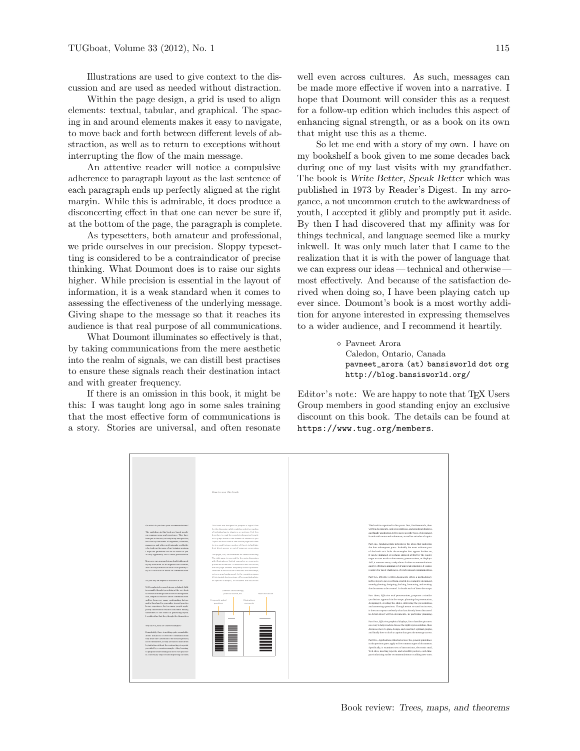Illustrations are used to give context to the discussion and are used as needed without distraction.

Within the page design, a grid is used to align elements: textual, tabular, and graphical. The spacing in and around elements makes it easy to navigate, to move back and forth between different levels of abstraction, as well as to return to exceptions without interrupting the flow of the main message.

An attentive reader will notice a compulsive adherence to paragraph layout as the last sentence of each paragraph ends up perfectly aligned at the right margin. While this is admirable, it does produce a disconcerting effect in that one can never be sure if, at the bottom of the page, the paragraph is complete.

As typesetters, both amateur and professional, we pride ourselves in our precision. Sloppy typesetting is considered to be a contraindicator of precise thinking. What Doumont does is to raise our sights higher. While precision is essential in the layout of information, it is a weak standard when it comes to assessing the effectiveness of the underlying message. Giving shape to the message so that it reaches its audience is that real purpose of all communications.

What Doumont illuminates so effectively is that, by taking communications from the mere aesthetic into the realm of signals, we can distill best practises to ensure these signals reach their destination intact and with greater frequency.

If there is an omission in this book, it might be this: I was taught long ago in some sales training that the most effective form of communications is a story. Stories are universal, and often resonate well even across cultures. As such, messages can be made more effective if woven into a narrative. I hope that Doumont will consider this as a request for a follow-up edition which includes this aspect of enhancing signal strength, or as a book on its own that might use this as a theme.

So let me end with a story of my own. I have on my bookshelf a book given to me some decades back during one of my last visits with my grandfather. The book is *Write Better, Speak Better* which was published in 1973 by Reader's Digest. In my arrogance, a not uncommon crutch to the awkwardness of youth, I accepted it glibly and promptly put it aside. By then I had discovered that my affinity was for things technical, and language seemed like a murky inkwell. It was only much later that I came to the realization that it is with the power of language that we can express our ideas — technical and otherwise — most effectively. And because of the satisfaction derived when doing so, I have been playing catch up ever since. Doumont's book is a most worthy addition for anyone interested in expressing themselves to a wider audience, and I recommend it heartily.

◇ Pavneet Arora
Caledon, Ontario, Canada
pavneet_arora (at) bansisworld dot org
http://blog.bansisworld.org/

Editor's note: We are happy to note that TEX Users Group members in good standing enjoy an exclusive discount on this book. The details can be found at https://www.tug.org/members.